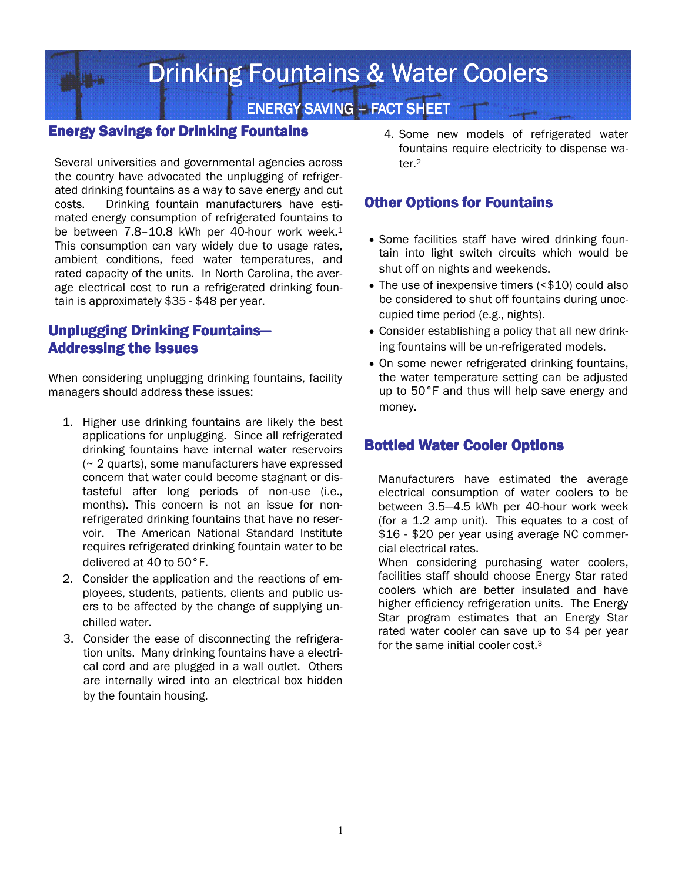# Drinking Fountains & Water Coolers

## ENERGY SAVING – FACT SHEET

## Energy Savings for Drinking Fountains

Several universities and governmental agencies across the country have advocated the unplugging of refrigerated drinking fountains as a way to save energy and cut costs. Drinking fountain manufacturers have estimated energy consumption of refrigerated fountains to be between 7.8–10.8 kWh per 40-hour work week.[1] This consumption can vary widely due to usage rates, ambient conditions, feed water temperatures, and rated capacity of the units. In North Carolina, the average electrical cost to run a refrigerated drinking fountain is approximately $35 - $48 per year.

## Unplugging Drinking Fountains—Addressing the Issues

When considering unplugging drinking fountains, facility managers should address these issues:

1. Higher use drinking fountains are likely the best applications for unplugging. Since all refrigerated drinking fountains have internal water reservoirs (~ 2 quarts), some manufacturers have expressed concern that water could become stagnant or distasteful after long periods of non-use (i.e., months). This concern is not an issue for non-refrigerated drinking fountains that have no reservoir. The American National Standard Institute requires refrigerated drinking fountain water to be delivered at 40 to 50°F.
2. Consider the application and the reactions of employees, students, patients, clients and public users to be affected by the change of supplying unchilled water.
3. Consider the ease of disconnecting the refrigeration units. Many drinking fountains have a electrical cord and are plugged in a wall outlet. Others are internally wired into an electrical box hidden by the fountain housing.
4. Some new models of refrigerated water fountains require electricity to dispense water.[2]

## Other Options for Fountains

- Some facilities staff have wired drinking fountain into light switch circuits which would be shut off on nights and weekends.
- The use of inexpensive timers (<$10) could also be considered to shut off fountains during unoccupied time period (e.g., nights).
- Consider establishing a policy that all new drinking fountains will be un-refrigerated models.
- On some newer refrigerated drinking fountains, the water temperature setting can be adjusted up to 50°F and thus will help save energy and money.

## Bottled Water Cooler Options

Manufacturers have estimated the average electrical consumption of water coolers to be between 3.5—4.5 kWh per 40-hour work week (for a 1.2 amp unit). This equates to a cost of $16 - $20 per year using average NC commercial electrical rates.

When considering purchasing water coolers, facilities staff should choose Energy Star rated coolers which are better insulated and have higher efficiency refrigeration units. The Energy Star program estimates that an Energy Star rated water cooler can save up to $4 per year for the same initial cooler cost.[3]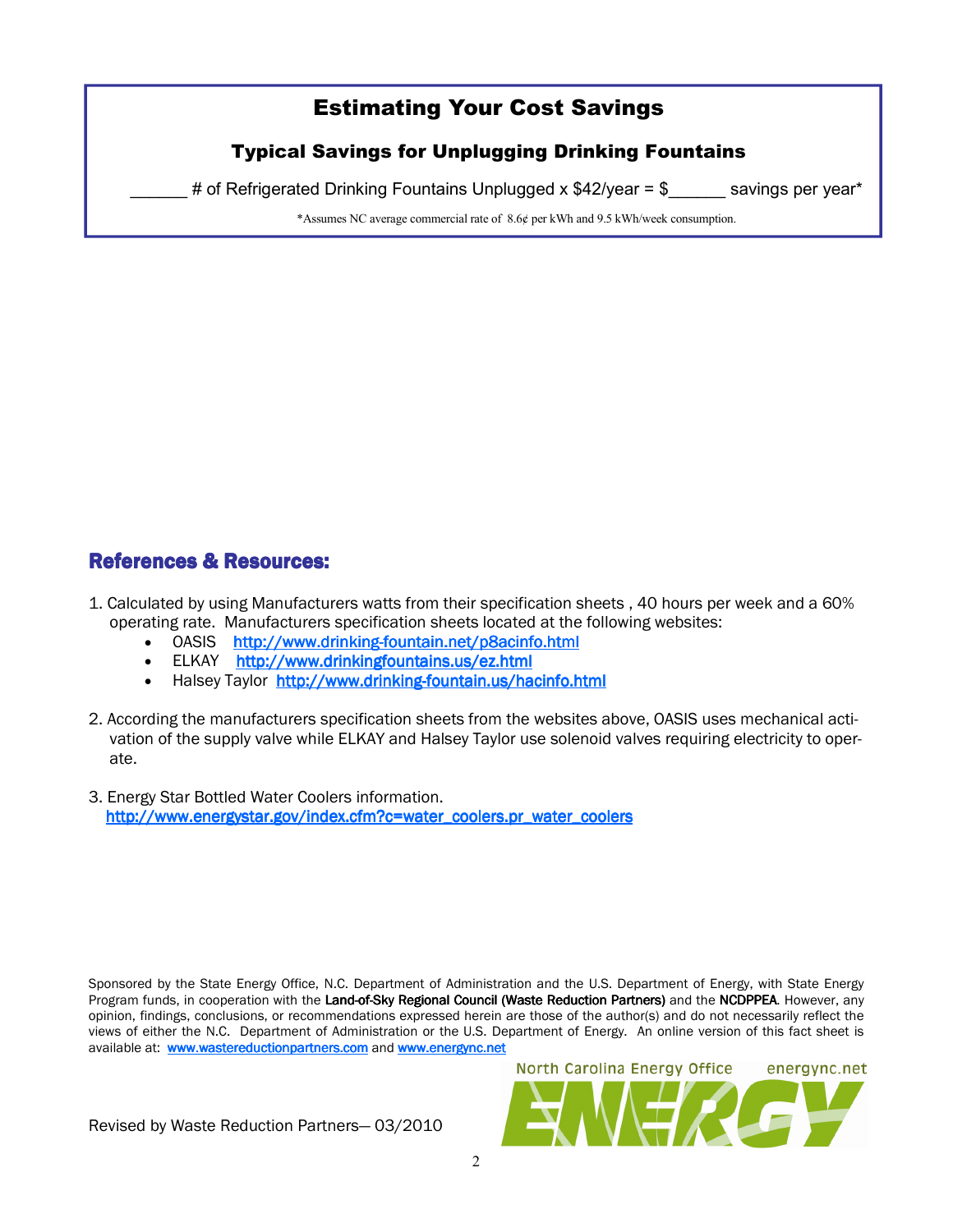## Estimating Your Cost Savings

### Typical Savings for Unplugging Drinking Fountains

______ # of Refrigerated Drinking Fountains Unplugged x $42/year = $______ savings per year*

*Assumes NC average commercial rate of 8.6¢ per kWh and 9.5 kWh/week consumption.

## References & Resources:

1. Calculated by using Manufacturers watts from their specification sheets , 40 hours per week and a 60% operating rate. Manufacturers specification sheets located at the following websites:
   - OASIS http://www.drinking-fountain.net/p8acinfo.html
   - ELKAY http://www.drinkingfountains.us/ez.html
   - Halsey Taylor http://www.drinking-fountain.us/hacinfo.html

2. According the manufacturers specification sheets from the websites above, OASIS uses mechanical activation of the supply valve while ELKAY and Halsey Taylor use solenoid valves requiring electricity to operate.

3. Energy Star Bottled Water Coolers information.
   http://www.energystar.gov/index.cfm?c=water_coolers.pr_water_coolers

Sponsored by the State Energy Office, N.C. Department of Administration and the U.S. Department of Energy, with State Energy Program funds, in cooperation with the Land-of-Sky Regional Council (Waste Reduction Partners) and the NCDPPEA. However, any opinion, findings, conclusions, or recommendations expressed herein are those of the author(s) and do not necessarily reflect the views of either the N.C. Department of Administration or the U.S. Department of Energy. An online version of this fact sheet is available at: www.wastereductionpartners.com and www.energync.net

North Carolina Energy Office energync.net

ENERGY

Revised by Waste Reduction Partners— 03/2010